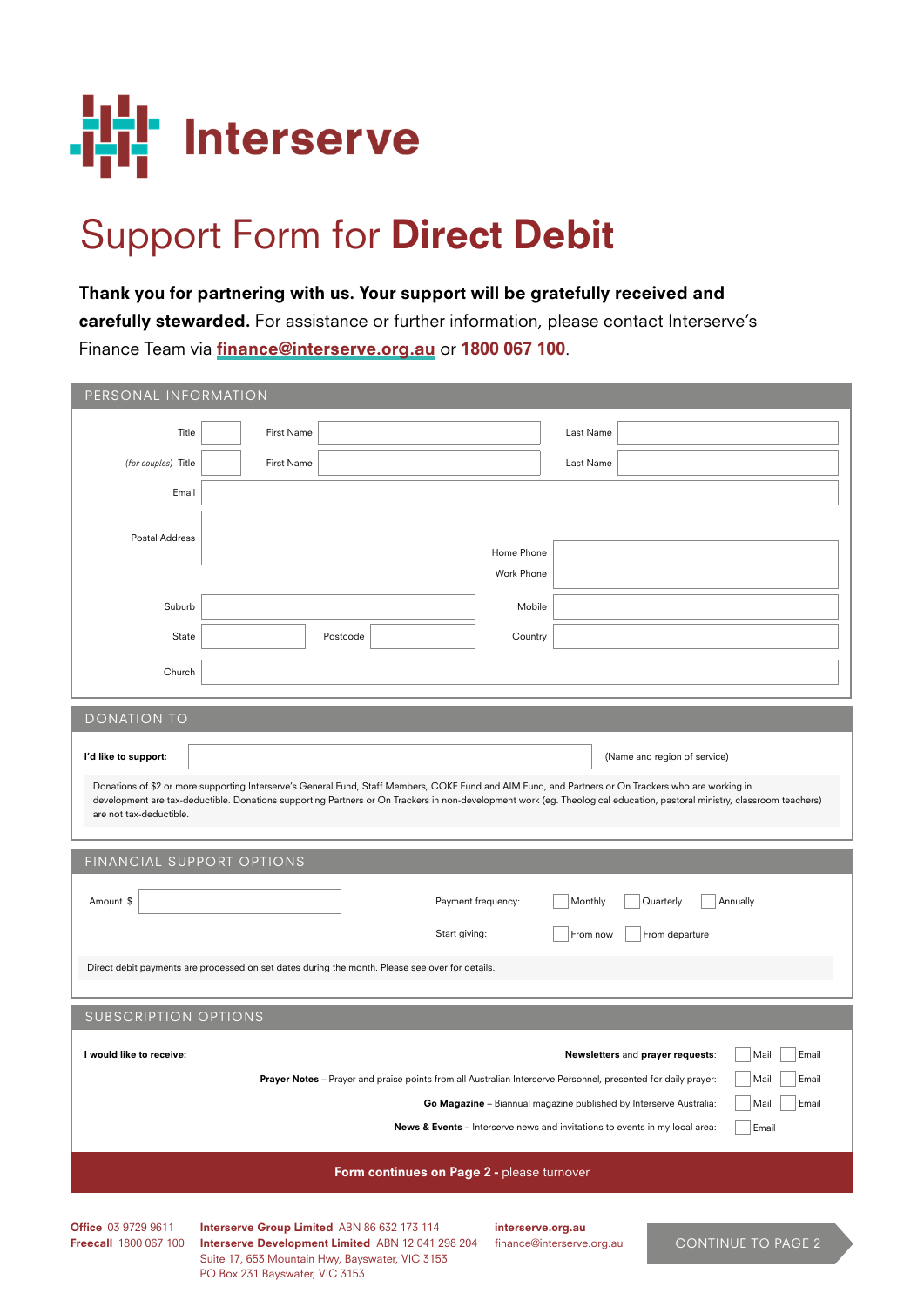Interserve

# Support Form for **Direct Debit**

**Thank you for partnering with us. Your support will be gratefully received and carefully stewarded.** For assistance or further information, please contact Interserve's Finance Team via **finance@interserve.org.au** or **1800 067 100**.

## PERSONAL INFORMATION

| | | | | | |
|---|---|---|---|---|---|
| Title | | First Name | | Last Name | |
| *(for couples)* Title | | First Name | | Last Name | |
| Email | | | | | |
| Postal Address | | | | Home Phone | |
| | | | | Work Phone | |
| Suburb | | | | Mobile | |
| State | | Postcode | | Country | |
| Church | | | | | |

## DONATION TO

**I'd like to support:** ____________________ (Name and region of service)

Donations of $2 or more supporting Interserve's General Fund, Staff Members, COKE Fund and AIM Fund, and Partners or On Trackers who are working in development are tax-deductible. Donations supporting Partners or On Trackers in non-development work (eg. Theological education, pastoral ministry, classroom teachers) are not tax-deductible.

## FINANCIAL SUPPORT OPTIONS

Amount $ ____________________

Payment frequency: ☐ Monthly ☐ Quarterly ☐ Annually

Start giving: ☐ From now ☐ From departure

Direct debit payments are processed on set dates during the month. Please see over for details.

## SUBSCRIPTION OPTIONS

**I would like to receive:**

| | | |
|---|---|---|
| **Newsletters** and **prayer requests**: | ☐ Mail | ☐ Email |
| **Prayer Notes** – Prayer and praise points from all Australian Interserve Personnel, presented for daily prayer: | ☐ Mail | ☐ Email |
| **Go Magazine** – Biannual magazine published by Interserve Australia: | ☐ Mail | ☐ Email |
| **News & Events** – Interserve news and invitations to events in my local area: | ☐ Email | |

**Form continues on Page 2 -** please turnover

**Office** 03 9729 9611
**Freecall** 1800 067 100

**Interserve Group Limited** ABN 86 632 173 114
**Interserve Development Limited** ABN 12 041 298 204
Suite 17, 653 Mountain Hwy, Bayswater, VIC 3153
PO Box 231 Bayswater, VIC 3153

**interserve.org.au**
finance@interserve.org.au

CONTINUE TO PAGE 2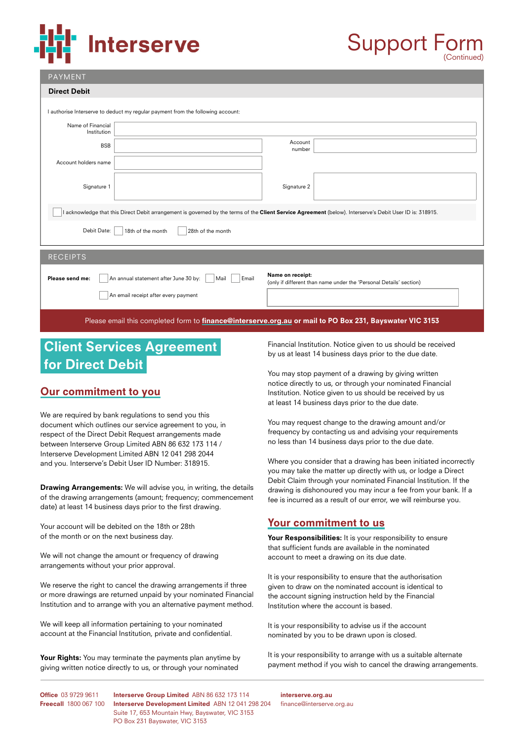# Support Form
(Continued)

## PAYMENT

### Direct Debit

I authorise Interserve to deduct my regular payment from the following account:

Name of Financial Institution: 

BSB:  Account number: 

Account holders name: 

Signature 1:  Signature 2: 

☐ I acknowledge that this Direct Debit arrangement is governed by the terms of the **Client Service Agreement** (below). Interserve's Debit User ID is: 318915.

Debit Date: ☐ 18th of the month ☐ 28th of the month

## RECEIPTS

**Please send me:** ☐ An annual statement after June 30 by: ☐ Mail ☐ Email

☐ An email receipt after every payment

**Name on receipt:**
(only if different than name under the 'Personal Details' section)

Please email this completed form to **finance@interserve.org.au** or mail to **PO Box 231, Bayswater VIC 3153**

# Client Services Agreement for Direct Debit

## Our commitment to you

We are required by bank regulations to send you this document which outlines our service agreement to you, in respect of the Direct Debit Request arrangements made between Interserve Group Limited ABN 86 632 173 114 / Interserve Development Limited ABN 12 041 298 2044 and you. Interserve's Debit User ID Number: 318915.

**Drawing Arrangements:** We will advise you, in writing, the details of the drawing arrangements (amount; frequency; commencement date) at least 14 business days prior to the first drawing.

Your account will be debited on the 18th or 28th of the month or on the next business day.

We will not change the amount or frequency of drawing arrangements without your prior approval.

We reserve the right to cancel the drawing arrangements if three or more drawings are returned unpaid by your nominated Financial Institution and to arrange with you an alternative payment method.

We will keep all information pertaining to your nominated account at the Financial Institution, private and confidential.

**Your Rights:** You may terminate the payments plan anytime by giving written notice directly to us, or through your nominated Financial Institution. Notice given to us should be received by us at least 14 business days prior to the due date.

You may stop payment of a drawing by giving written notice directly to us, or through your nominated Financial Institution. Notice given to us should be received by us at least 14 business days prior to the due date.

You may request change to the drawing amount and/or frequency by contacting us and advising your requirements no less than 14 business days prior to the due date.

Where you consider that a drawing has been initiated incorrectly you may take the matter up directly with us, or lodge a Direct Debit Claim through your nominated Financial Institution. If the drawing is dishonoured you may incur a fee from your bank. If a fee is incurred as a result of our error, we will reimburse you.

## Your commitment to us

**Your Responsibilities:** It is your responsibility to ensure that sufficient funds are available in the nominated account to meet a drawing on its due date.

It is your responsibility to ensure that the authorisation given to draw on the nominated account is identical to the account signing instruction held by the Financial Institution where the account is based.

It is your responsibility to advise us if the account nominated by you to be drawn upon is closed.

It is your responsibility to arrange with us a suitable alternate payment method if you wish to cancel the drawing arrangements.

**Office** 03 9729 9611
**Freecall** 1800 067 100

**Interserve Group Limited** ABN 86 632 173 114
**Interserve Development Limited** ABN 12 041 298 204
Suite 17, 653 Mountain Hwy, Bayswater, VIC 3153
PO Box 231 Bayswater, VIC 3153

**interserve.org.au**
finance@interserve.org.au